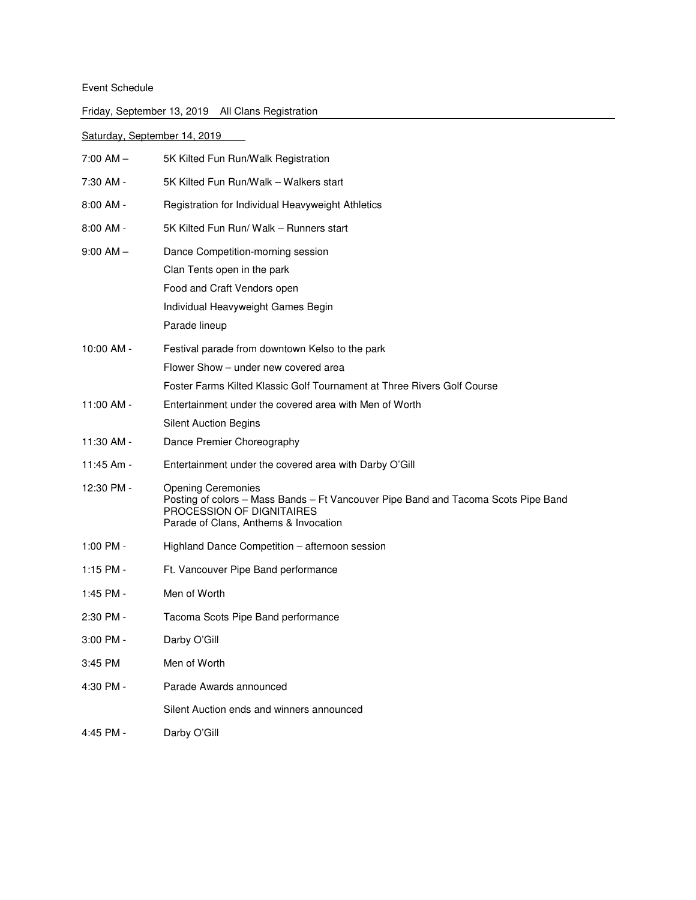Event Schedule

Friday, September 13, 2019    All Clans Registration

Saturday, September 14, 2019

| | |
|---|---|
| 7:00 AM – | 5K Kilted Fun Run/Walk Registration |
| 7:30 AM - | 5K Kilted Fun Run/Walk – Walkers start |
| 8:00 AM - | Registration for Individual Heavyweight Athletics |
| 8:00 AM - | 5K Kilted Fun Run/ Walk – Runners start |
| 9:00 AM – | Dance Competition-morning session |
| | Clan Tents open in the park |
| | Food and Craft Vendors open |
| | Individual Heavyweight Games Begin |
| | Parade lineup |
| 10:00 AM - | Festival parade from downtown Kelso to the park |
| | Flower Show – under new covered area |
| | Foster Farms Kilted Klassic Golf Tournament at Three Rivers Golf Course |
| 11:00 AM - | Entertainment under the covered area with Men of Worth |
| | Silent Auction Begins |
| 11:30 AM - | Dance Premier Choreography |
| 11:45 Am - | Entertainment under the covered area with Darby O'Gill |
| 12:30 PM - | Opening Ceremonies<br>Posting of colors – Mass Bands – Ft Vancouver Pipe Band and Tacoma Scots Pipe Band<br>PROCESSION OF DIGNITAIRES<br>Parade of Clans, Anthems & Invocation |
| 1:00 PM - | Highland Dance Competition – afternoon session |
| 1:15 PM - | Ft. Vancouver Pipe Band performance |
| 1:45 PM - | Men of Worth |
| 2:30 PM - | Tacoma Scots Pipe Band performance |
| 3:00 PM - | Darby O'Gill |
| 3:45 PM | Men of Worth |
| 4:30 PM - | Parade Awards announced |
| | Silent Auction ends and winners announced |
| 4:45 PM - | Darby O'Gill |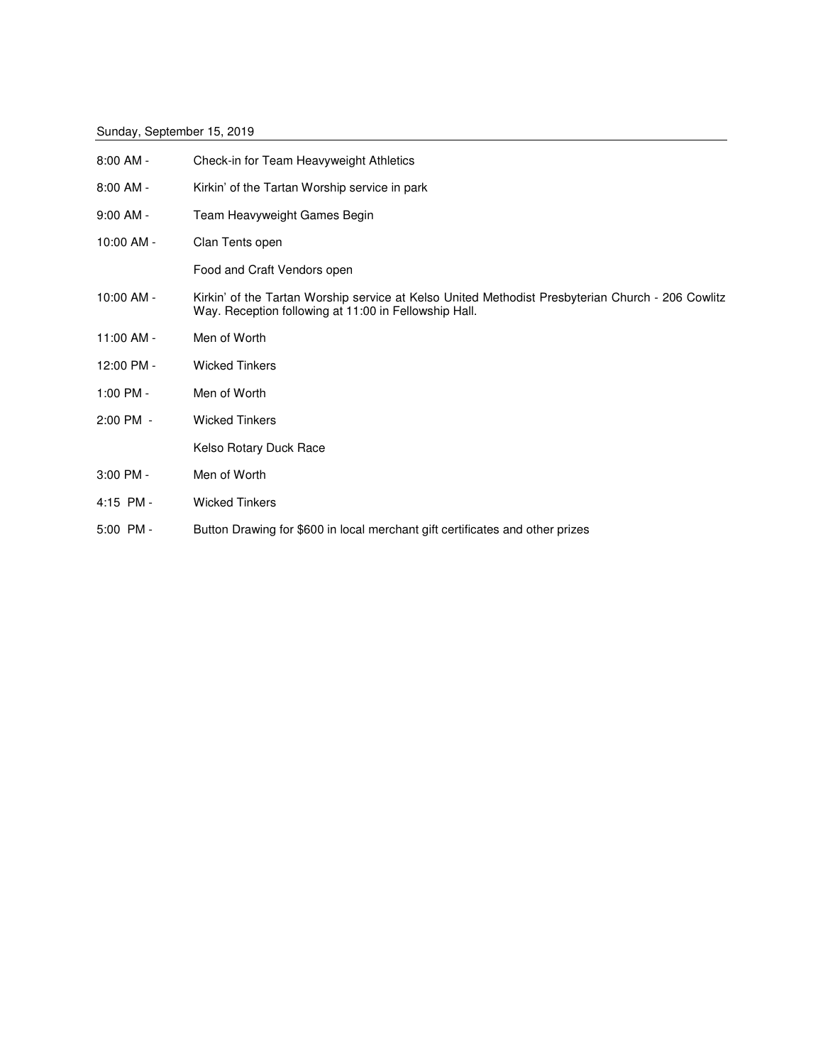Sunday, September 15, 2019

| | |
|---|---|
| 8:00 AM - | Check-in for Team Heavyweight Athletics |
| 8:00 AM - | Kirkin' of the Tartan Worship service in park |
| 9:00 AM - | Team Heavyweight Games Begin |
| 10:00 AM - | Clan Tents open |
| | Food and Craft Vendors open |
| 10:00 AM - | Kirkin' of the Tartan Worship service at Kelso United Methodist Presbyterian Church - 206 Cowlitz Way. Reception following at 11:00 in Fellowship Hall. |
| 11:00 AM - | Men of Worth |
| 12:00 PM - | Wicked Tinkers |
| 1:00 PM - | Men of Worth |
| 2:00 PM - | Wicked Tinkers |
| | Kelso Rotary Duck Race |
| 3:00 PM - | Men of Worth |
| 4:15 PM - | Wicked Tinkers |
| 5:00 PM - | Button Drawing for $600 in local merchant gift certificates and other prizes |